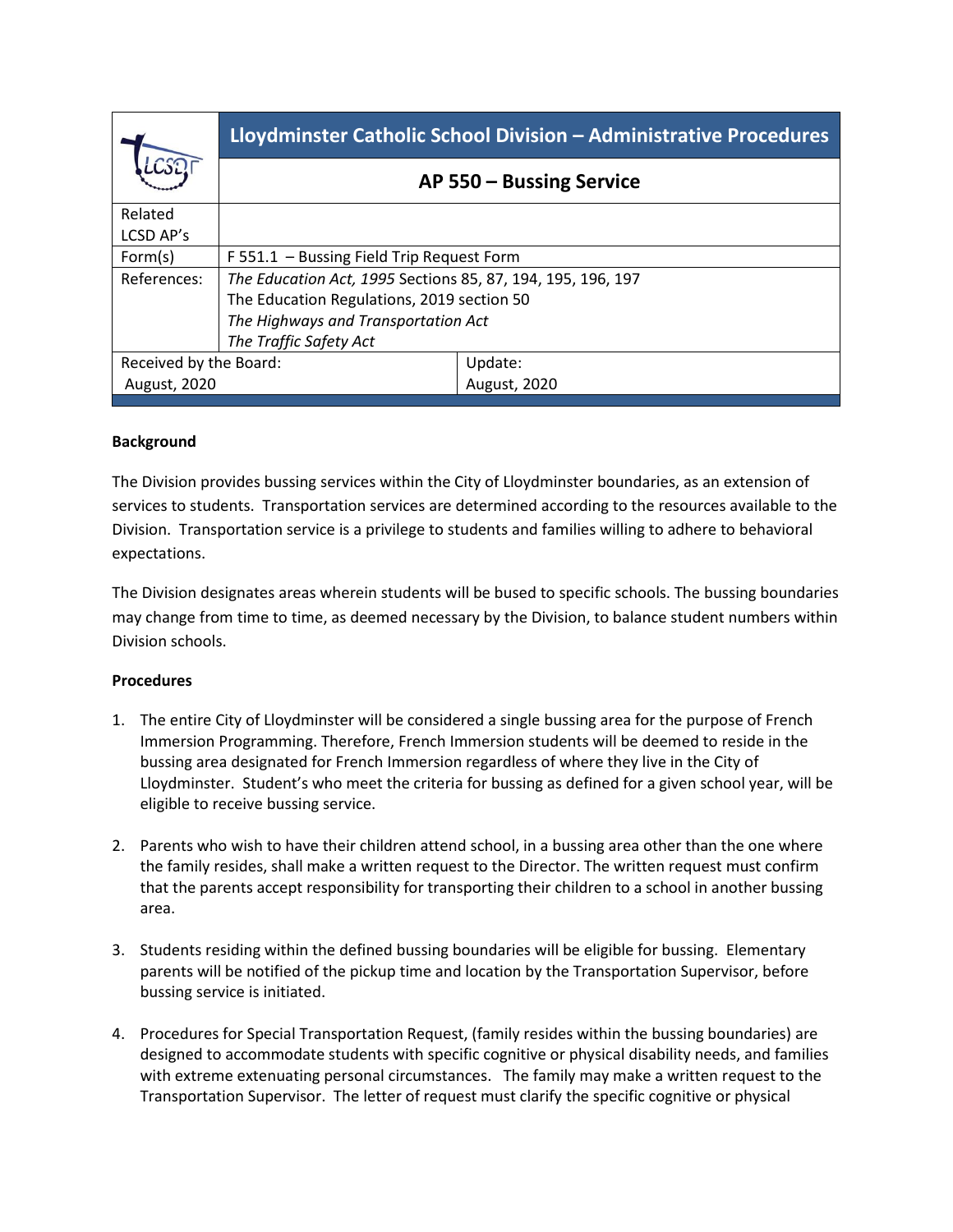| | Lloydminster Catholic School Division – Administrative Procedures | |
|---|---|---|
| | **AP 550 – Bussing Service** | |
| Related LCSD AP's | | |
| Form(s) | F 551.1 – Bussing Field Trip Request Form | |
| References: | *The Education Act, 1995* Sections 85, 87, 194, 195, 196, 197<br>The Education Regulations, 2019 section 50<br>*The Highways and Transportation Act*<br>*The Traffic Safety Act* | |
| Received by the Board: August, 2020 | | Update: August, 2020 |

**Background**

The Division provides bussing services within the City of Lloydminster boundaries, as an extension of services to students. Transportation services are determined according to the resources available to the Division. Transportation service is a privilege to students and families willing to adhere to behavioral expectations.

The Division designates areas wherein students will be bused to specific schools. The bussing boundaries may change from time to time, as deemed necessary by the Division, to balance student numbers within Division schools.

**Procedures**

1. The entire City of Lloydminster will be considered a single bussing area for the purpose of French Immersion Programming. Therefore, French Immersion students will be deemed to reside in the bussing area designated for French Immersion regardless of where they live in the City of Lloydminster. Student's who meet the criteria for bussing as defined for a given school year, will be eligible to receive bussing service.

2. Parents who wish to have their children attend school, in a bussing area other than the one where the family resides, shall make a written request to the Director. The written request must confirm that the parents accept responsibility for transporting their children to a school in another bussing area.

3. Students residing within the defined bussing boundaries will be eligible for bussing. Elementary parents will be notified of the pickup time and location by the Transportation Supervisor, before bussing service is initiated.

4. Procedures for Special Transportation Request, (family resides within the bussing boundaries) are designed to accommodate students with specific cognitive or physical disability needs, and families with extreme extenuating personal circumstances. The family may make a written request to the Transportation Supervisor. The letter of request must clarify the specific cognitive or physical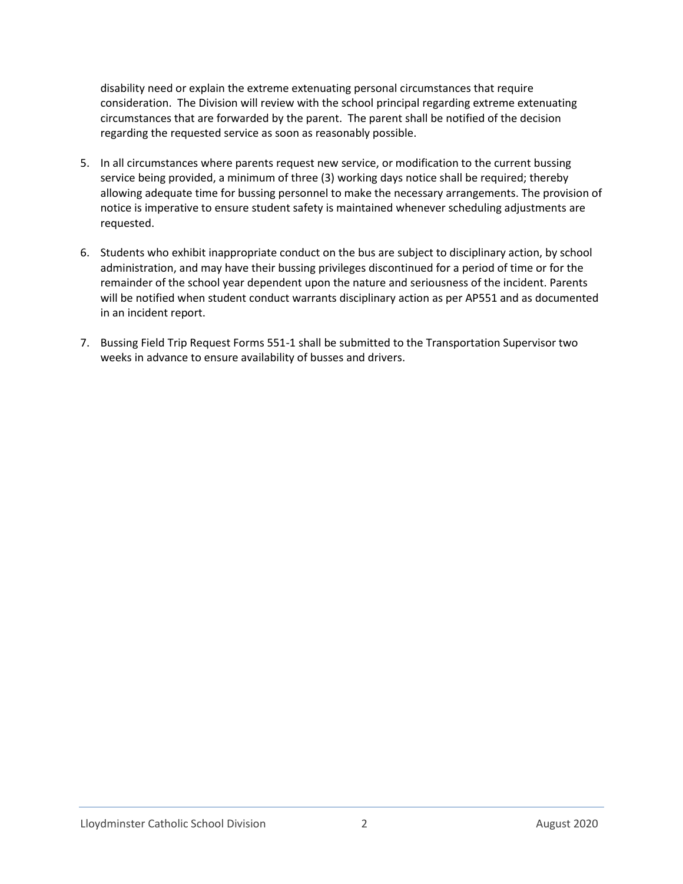disability need or explain the extreme extenuating personal circumstances that require consideration. The Division will review with the school principal regarding extreme extenuating circumstances that are forwarded by the parent. The parent shall be notified of the decision regarding the requested service as soon as reasonably possible.

5. In all circumstances where parents request new service, or modification to the current bussing service being provided, a minimum of three (3) working days notice shall be required; thereby allowing adequate time for bussing personnel to make the necessary arrangements. The provision of notice is imperative to ensure student safety is maintained whenever scheduling adjustments are requested.

6. Students who exhibit inappropriate conduct on the bus are subject to disciplinary action, by school administration, and may have their bussing privileges discontinued for a period of time or for the remainder of the school year dependent upon the nature and seriousness of the incident. Parents will be notified when student conduct warrants disciplinary action as per AP551 and as documented in an incident report.

7. Bussing Field Trip Request Forms 551-1 shall be submitted to the Transportation Supervisor two weeks in advance to ensure availability of busses and drivers.